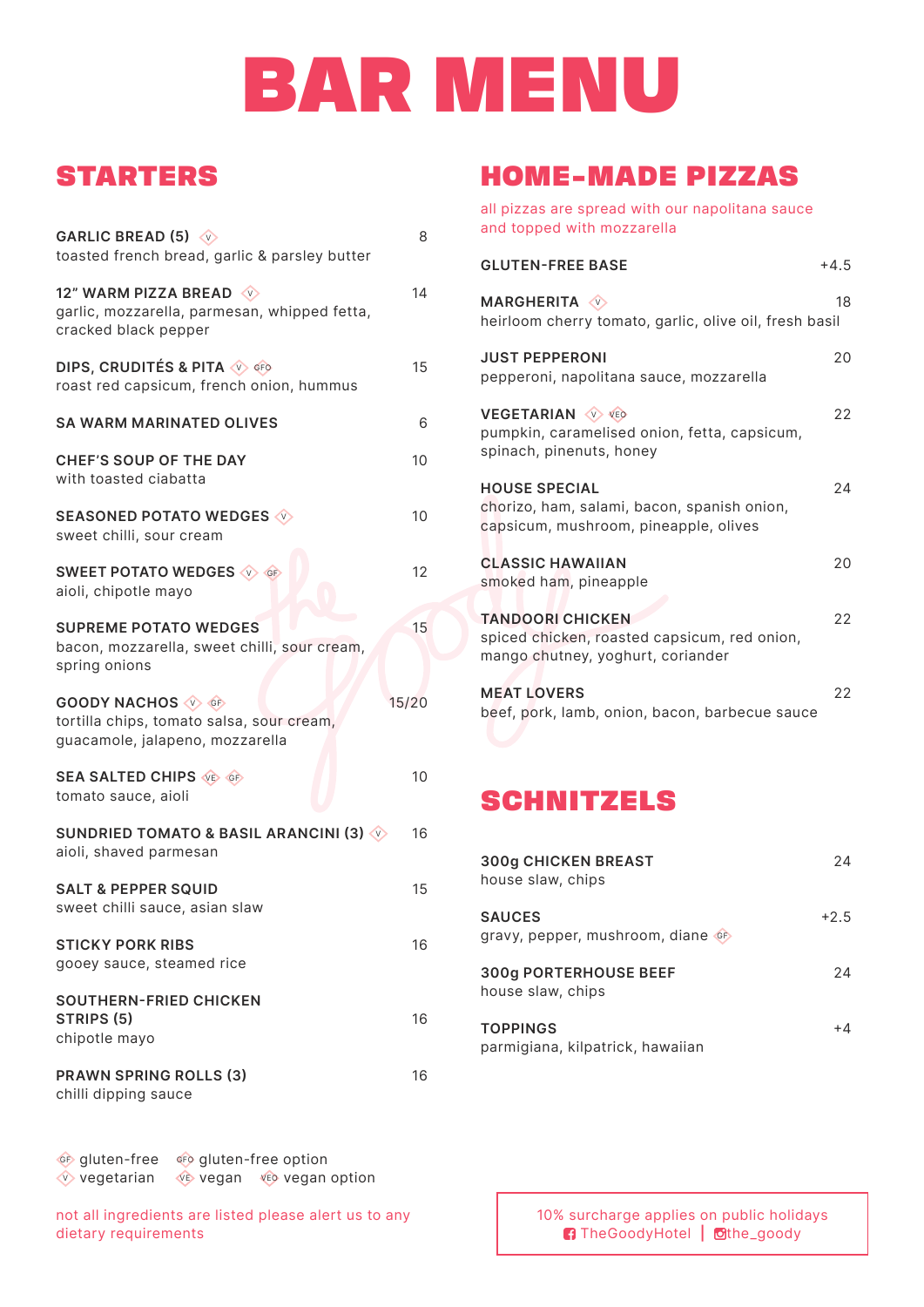# BAR MENU

## STARTERS

**GARLIC BREAD (5)** (V) — 8
toasted french bread, garlic & parsley butter

**12" WARM PIZZA BREAD** (V) — 14
garlic, mozzarella, parmesan, whipped fetta, cracked black pepper

**DIPS, CRUDITÉS & PITA** (V) (GFO) — 15
roast red capsicum, french onion, hummus

**SA WARM MARINATED OLIVES** — 6

**CHEF'S SOUP OF THE DAY** — 10
with toasted ciabatta

**SEASONED POTATO WEDGES** (V) — 10
sweet chilli, sour cream

**SWEET POTATO WEDGES** (V) (GF) — 12
aioli, chipotle mayo

**SUPREME POTATO WEDGES** — 15
bacon, mozzarella, sweet chilli, sour cream, spring onions

**GOODY NACHOS** (V) (GF) — 15/20
tortilla chips, tomato salsa, sour cream, guacamole, jalapeno, mozzarella

**SEA SALTED CHIPS** (VE) (GF) — 10
tomato sauce, aioli

**SUNDRIED TOMATO & BASIL ARANCINI (3)** (V) — 16
aioli, shaved parmesan

**SALT & PEPPER SQUID** — 15
sweet chilli sauce, asian slaw

**STICKY PORK RIBS** — 16
gooey sauce, steamed rice

**SOUTHERN-FRIED CHICKEN STRIPS (5)** — 16
chipotle mayo

**PRAWN SPRING ROLLS (3)** — 16
chilli dipping sauce

(GF) gluten-free (GFO) gluten-free option
(V) vegetarian (VE) vegan (VEO) vegan option

not all ingredients are listed please alert us to any dietary requirements

## HOME-MADE PIZZAS

all pizzas are spread with our napolitana sauce and topped with mozzarella

**GLUTEN-FREE BASE** — +4.5

**MARGHERITA** (V) — 18
heirloom cherry tomato, garlic, olive oil, fresh basil

**JUST PEPPERONI** — 20
pepperoni, napolitana sauce, mozzarella

**VEGETARIAN** (V) (VEO) — 22
pumpkin, caramelised onion, fetta, capsicum, spinach, pinenuts, honey

**HOUSE SPECIAL** — 24
chorizo, ham, salami, bacon, spanish onion, capsicum, mushroom, pineapple, olives

**CLASSIC HAWAIIAN** — 20
smoked ham, pineapple

**TANDOORI CHICKEN** — 22
spiced chicken, roasted capsicum, red onion, mango chutney, yoghurt, coriander

**MEAT LOVERS** — 22
beef, pork, lamb, onion, bacon, barbecue sauce

## SCHNITZELS

**300g CHICKEN BREAST** — 24
house slaw, chips

**SAUCES** — +2.5
gravy, pepper, mushroom, diane (GF)

**300g PORTERHOUSE BEEF** — 24
house slaw, chips

**TOPPINGS** — +4
parmigiana, kilpatrick, hawaiian

10% surcharge applies on public holidays
TheGoodyHotel | the_goody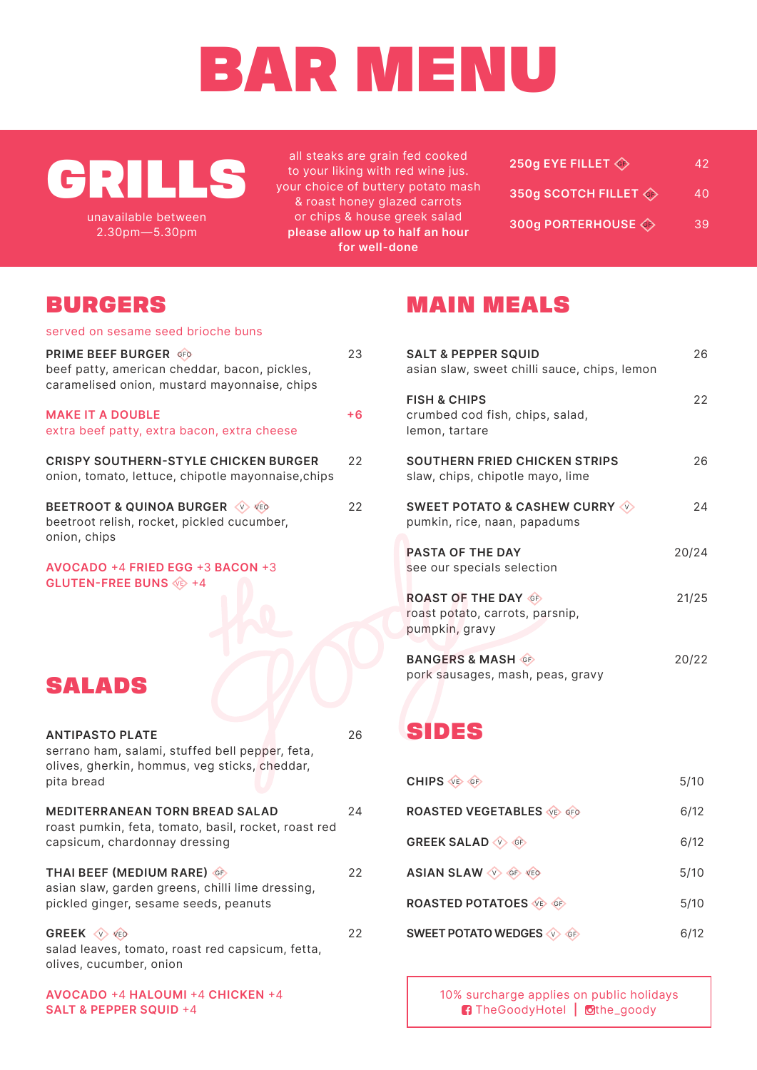# BAR MENU

## GRILLS

unavailable between 2.30pm—5.30pm

all steaks are grain fed cooked to your liking with red wine jus. your choice of buttery potato mash & roast honey glazed carrots or chips & house greek salad
**please allow up to half an hour for well-done**

| | |
|---|---|
| 250g EYE FILLET GF | 42 |
| 350g SCOTCH FILLET GF | 40 |
| 300g PORTERHOUSE GF | 39 |

## BURGERS

served on sesame seed brioche buns

**PRIME BEEF BURGER** GFO — 23
beef patty, american cheddar, bacon, pickles, caramelised onion, mustard mayonnaise, chips

**MAKE IT A DOUBLE** — +6
extra beef patty, extra bacon, extra cheese

**CRISPY SOUTHERN-STYLE CHICKEN BURGER** — 22
onion, tomato, lettuce, chipotle mayonnaise,chips

**BEETROOT & QUINOA BURGER** V VEO — 22
beetroot relish, rocket, pickled cucumber, onion, chips

AVOCADO +4 FRIED EGG +3 BACON +3
GLUTEN-FREE BUNS VE +4

## SALADS

**ANTIPASTO PLATE** — 26
serrano ham, salami, stuffed bell pepper, feta, olives, gherkin, hommus, veg sticks, cheddar, pita bread

**MEDITERRANEAN TORN BREAD SALAD** — 24
roast pumkin, feta, tomato, basil, rocket, roast red capsicum, chardonnay dressing

**THAI BEEF (MEDIUM RARE)** GF — 22
asian slaw, garden greens, chilli lime dressing, pickled ginger, sesame seeds, peanuts

**GREEK** V VEO — 22
salad leaves, tomato, roast red capsicum, fetta, olives, cucumber, onion

AVOCADO +4 HALOUMI +4 CHICKEN +4
SALT & PEPPER SQUID +4

## MAIN MEALS

**SALT & PEPPER SQUID** — 26
asian slaw, sweet chilli sauce, chips, lemon

**FISH & CHIPS** — 22
crumbed cod fish, chips, salad, lemon, tartare

**SOUTHERN FRIED CHICKEN STRIPS** — 26
slaw, chips, chipotle mayo, lime

**SWEET POTATO & CASHEW CURRY** V — 24
pumkin, rice, naan, papadums

**PASTA OF THE DAY** — 20/24
see our specials selection

**ROAST OF THE DAY** GF — 21/25
roast potato, carrots, parsnip, pumpkin, gravy

**BANGERS & MASH** GF — 20/22
pork sausages, mash, peas, gravy

## SIDES

| | |
|---|---|
| CHIPS VE GF | 5/10 |
| ROASTED VEGETABLES VE GFO | 6/12 |
| GREEK SALAD V GF | 6/12 |
| ASIAN SLAW V GF VEO | 5/10 |
| ROASTED POTATOES VE GF | 5/10 |
| SWEET POTATO WEDGES V GF | 6/12 |

10% surcharge applies on public holidays
TheGoodyHotel | the_goody